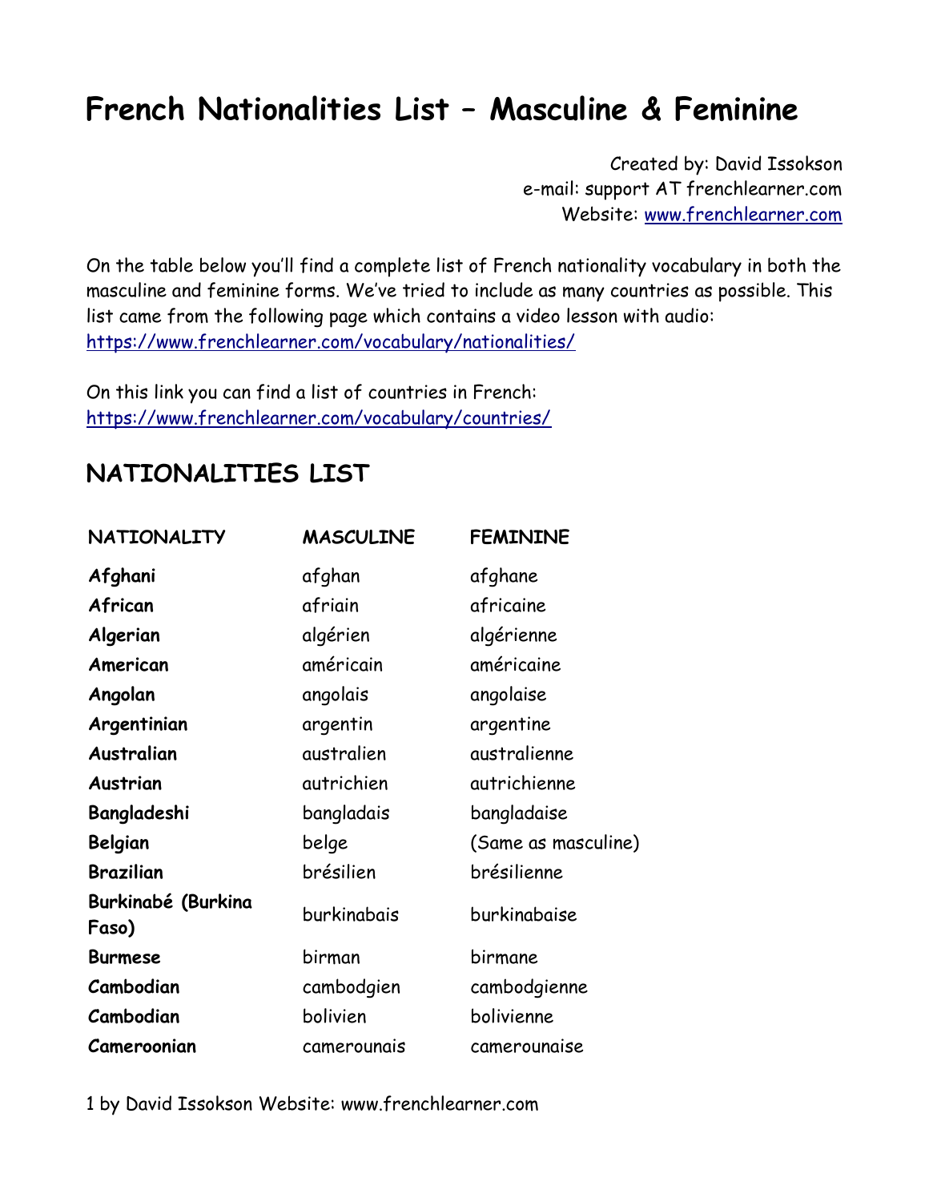# French Nationalities List – Masculine & Feminine

Created by: David Issokson
e-mail: support AT frenchlearner.com
Website: [www.frenchlearner.com](http://www.frenchlearner.com)

On the table below you'll find a complete list of French nationality vocabulary in both the masculine and feminine forms. We've tried to include as many countries as possible. This list came from the following page which contains a video lesson with audio:
[https://www.frenchlearner.com/vocabulary/nationalities/](https://www.frenchlearner.com/vocabulary/nationalities/)

On this link you can find a list of countries in French:
[https://www.frenchlearner.com/vocabulary/countries/](https://www.frenchlearner.com/vocabulary/countries/)

## NATIONALITIES LIST

| NATIONALITY | MASCULINE | FEMININE |
|---|---|---|
| **Afghani** | afghan | afghane |
| **African** | afriain | africaine |
| **Algerian** | algérien | algérienne |
| **American** | américain | américaine |
| **Angolan** | angolais | angolaise |
| **Argentinian** | argentin | argentine |
| **Australian** | australien | australienne |
| **Austrian** | autrichien | autrichienne |
| **Bangladeshi** | bangladais | bangladaise |
| **Belgian** | belge | (Same as masculine) |
| **Brazilian** | brésilien | brésilienne |
| **Burkinabé (Burkina Faso)** | burkinabais | burkinabaise |
| **Burmese** | birman | birmane |
| **Cambodian** | cambodgien | cambodgienne |
| **Cambodian** | bolivien | bolivienne |
| **Cameroonian** | camerounais | camerounaise |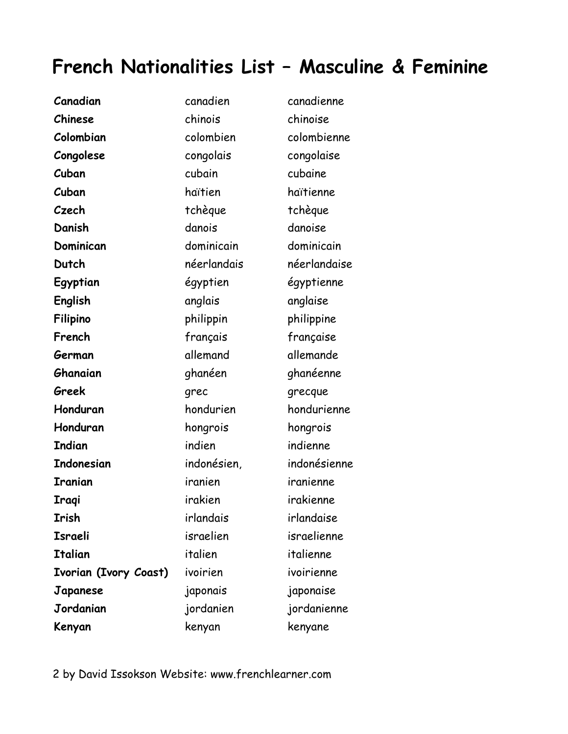# French Nationalities List – Masculine & Feminine

| | | |
|---|---|---|
| **Canadian** | canadien | canadienne |
| **Chinese** | chinois | chinoise |
| **Colombian** | colombien | colombienne |
| **Congolese** | congolais | congolaise |
| **Cuban** | cubain | cubaine |
| **Cuban** | haïtien | haïtienne |
| **Czech** | tchèque | tchèque |
| **Danish** | danois | danoise |
| **Dominican** | dominicain | dominicain |
| **Dutch** | néerlandais | néerlandaise |
| **Egyptian** | égyptien | égyptienne |
| **English** | anglais | anglaise |
| **Filipino** | philippin | philippine |
| **French** | français | française |
| **German** | allemand | allemande |
| **Ghanaian** | ghanéen | ghanéenne |
| **Greek** | grec | grecque |
| **Honduran** | hondurien | hondurienne |
| **Honduran** | hongrois | hongrois |
| **Indian** | indien | indienne |
| **Indonesian** | indonésien, | indonésienne |
| **Iranian** | iranien | iranienne |
| **Iraqi** | irakien | irakienne |
| **Irish** | irlandais | irlandaise |
| **Israeli** | israelien | israelienne |
| **Italian** | italien | italienne |
| **Ivorian (Ivory Coast)** | ivoirien | ivoirienne |
| **Japanese** | japonais | japonaise |
| **Jordanian** | jordanien | jordanienne |
| **Kenyan** | kenyan | kenyane |

2 by David Issokson Website: www.frenchlearner.com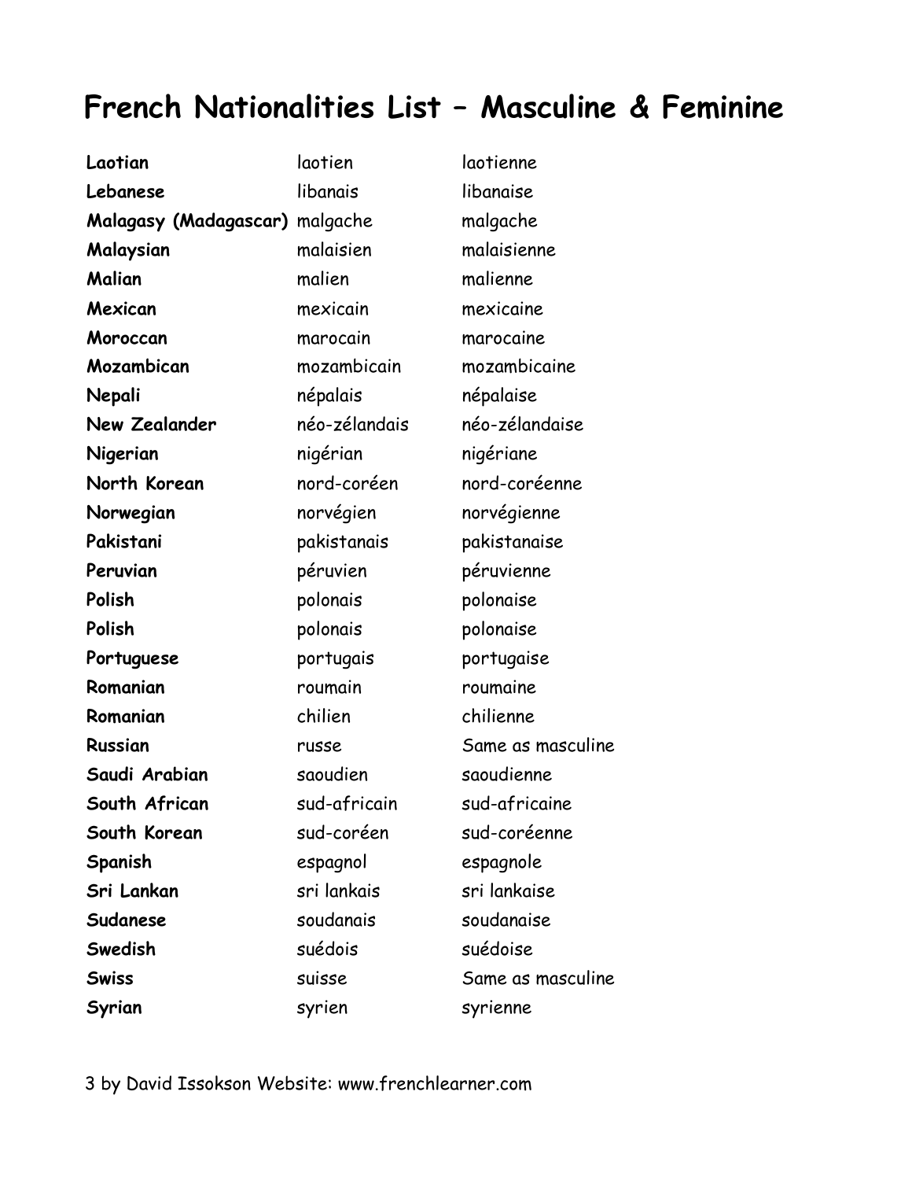# French Nationalities List – Masculine & Feminine

| | | |
|---|---|---|
| **Laotian** | laotien | laotienne |
| **Lebanese** | libanais | libanaise |
| **Malagasy (Madagascar)** | malgache | malgache |
| **Malaysian** | malaisien | malaisienne |
| **Malian** | malien | malienne |
| **Mexican** | mexicain | mexicaine |
| **Moroccan** | marocain | marocaine |
| **Mozambican** | mozambicain | mozambicaine |
| **Nepali** | népalais | népalaise |
| **New Zealander** | néo-zélandais | néo-zélandaise |
| **Nigerian** | nigérian | nigériane |
| **North Korean** | nord-coréen | nord-coréenne |
| **Norwegian** | norvégien | norvégienne |
| **Pakistani** | pakistanais | pakistanaise |
| **Peruvian** | péruvien | péruvienne |
| **Polish** | polonais | polonaise |
| **Polish** | polonais | polonaise |
| **Portuguese** | portugais | portugaise |
| **Romanian** | roumain | roumaine |
| **Romanian** | chilien | chilienne |
| **Russian** | russe | Same as masculine |
| **Saudi Arabian** | saoudien | saoudienne |
| **South African** | sud-africain | sud-africaine |
| **South Korean** | sud-coréen | sud-coréenne |
| **Spanish** | espagnol | espagnole |
| **Sri Lankan** | sri lankais | sri lankaise |
| **Sudanese** | soudanais | soudanaise |
| **Swedish** | suédois | suédoise |
| **Swiss** | suisse | Same as masculine |
| **Syrian** | syrien | syrienne |

by David Issokson Website: www.frenchlearner.com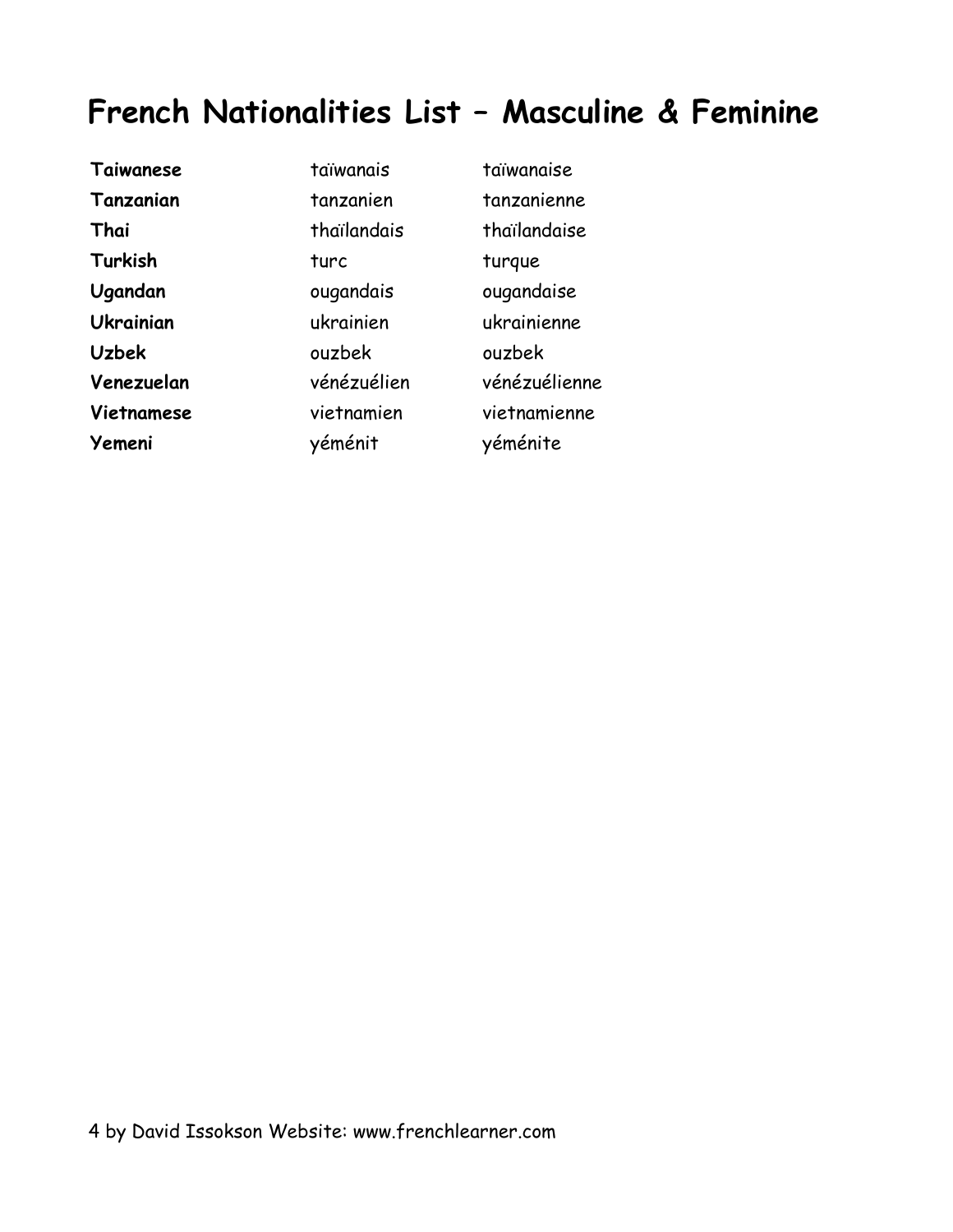# French Nationalities List – Masculine & Feminine

| | | |
|---|---|---|
| **Taiwanese** | taïwanais | taïwanaise |
| **Tanzanian** | tanzanien | tanzanienne |
| **Thai** | thaïlandais | thaïlandaise |
| **Turkish** | turc | turque |
| **Ugandan** | ougandais | ougandaise |
| **Ukrainian** | ukrainien | ukrainienne |
| **Uzbek** | ouzbek | ouzbek |
| **Venezuelan** | vénézuélien | vénézuélienne |
| **Vietnamese** | vietnamien | vietnamienne |
| **Yemeni** | yéménit | yéménite |